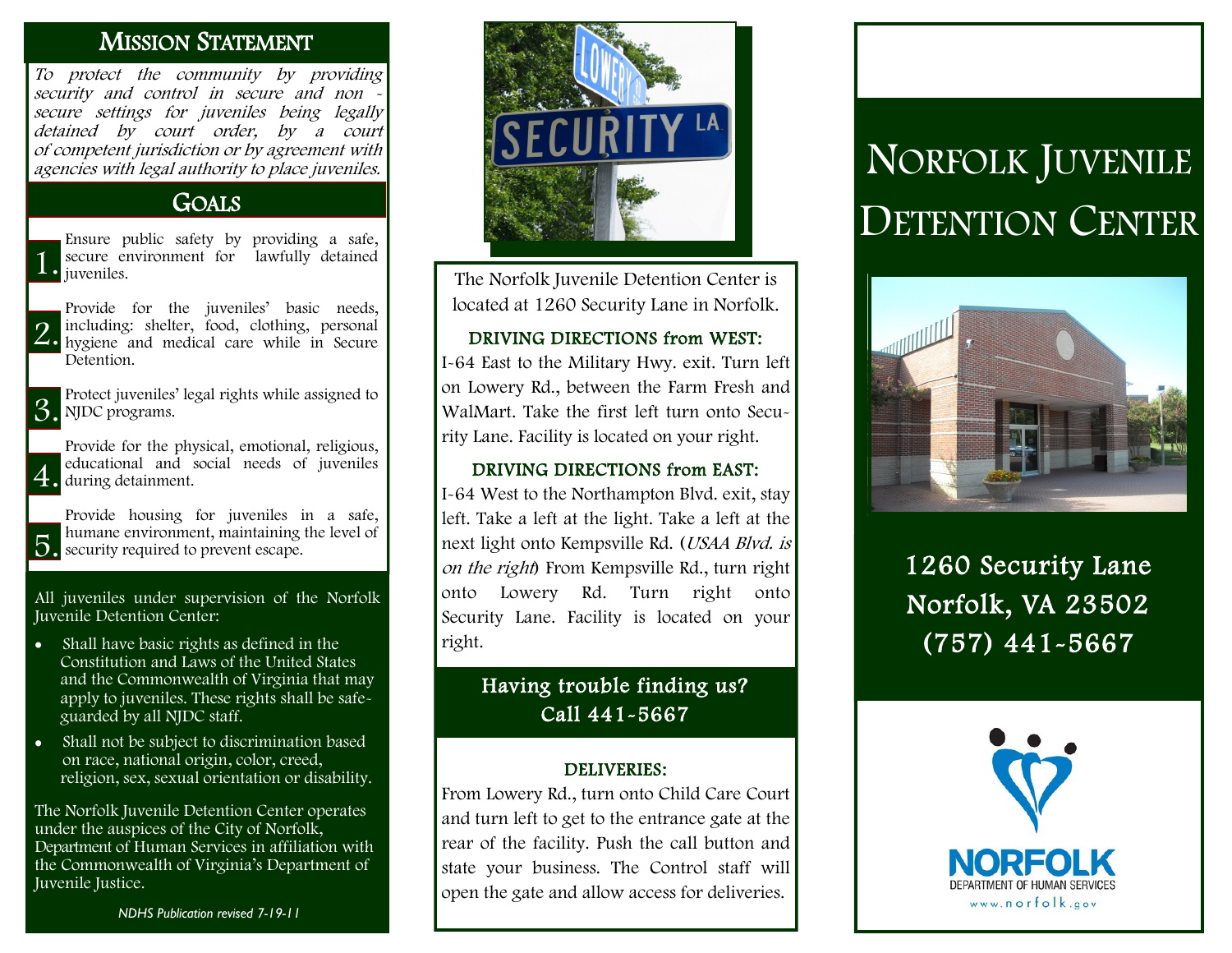## Mission Statement

*To protect the community by providing security and control in secure and non - secure settings for juveniles being legally detained by court order, by a court of competent jurisdiction or by agreement with agencies with legal authority to place juveniles.*

## Goals

1. Ensure public safety by providing a safe, secure environment for lawfully detained juveniles.
2. Provide for the juveniles' basic needs, including: shelter, food, clothing, personal hygiene and medical care while in Secure Detention.
3. Protect juveniles' legal rights while assigned to NJDC programs.
4. Provide for the physical, emotional, religious, educational and social needs of juveniles during detainment.
5. Provide housing for juveniles in a safe, humane environment, maintaining the level of security required to prevent escape.

All juveniles under supervision of the Norfolk Juvenile Detention Center:

- Shall have basic rights as defined in the Constitution and Laws of the United States and the Commonwealth of Virginia that may apply to juveniles. These rights shall be safe-guarded by all NJDC staff.
- Shall not be subject to discrimination based on race, national origin, color, creed, religion, sex, sexual orientation or disability.

The Norfolk Juvenile Detention Center operates under the auspices of the City of Norfolk, Department of Human Services in affiliation with the Commonwealth of Virginia's Department of Juvenile Justice.

*NDHS Publication revised 7-19-11*

The Norfolk Juvenile Detention Center is located at 1260 Security Lane in Norfolk.

### DRIVING DIRECTIONS from WEST:

I-64 East to the Military Hwy. exit. Turn left on Lowery Rd., between the Farm Fresh and WalMart. Take the first left turn onto Security Lane. Facility is located on your right.

### DRIVING DIRECTIONS from EAST:

I-64 West to the Northampton Blvd. exit, stay left. Take a left at the light. Take a left at the next light onto Kempsville Rd. (*USAA Blvd. is on the right*) From Kempsville Rd., turn right onto Lowery Rd. Turn right onto Security Lane. Facility is located on your right.

**Having trouble finding us? Call 441-5667**

### DELIVERIES:

From Lowery Rd., turn onto Child Care Court and turn left to get to the entrance gate at the rear of the facility. Push the call button and state your business. The Control staff will open the gate and allow access for deliveries.

# Norfolk Juvenile Detention Center

1260 Security Lane
Norfolk, VA 23502
(757) 441-5667

NORFOLK
DEPARTMENT OF HUMAN SERVICES
www.norfolk.gov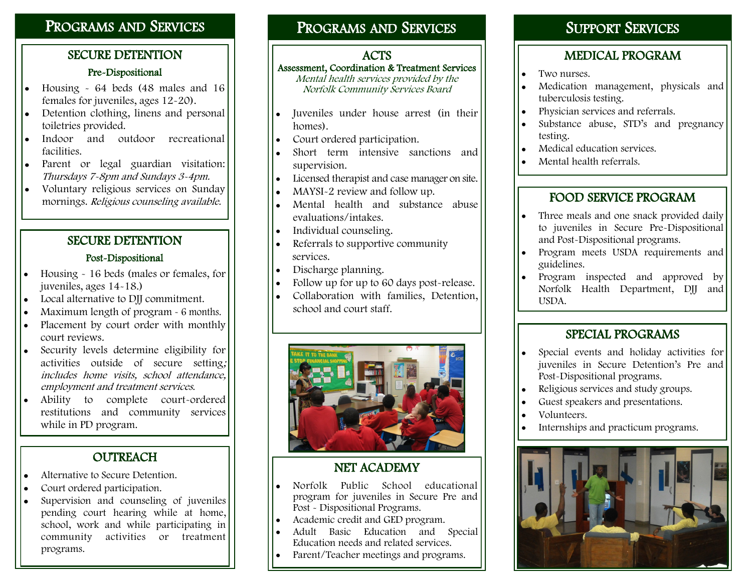# Programs and Services

## SECURE DETENTION

### Pre-Dispositional

- Housing - 64 beds (48 males and 16 females for juveniles, ages 12-20).
- Detention clothing, linens and personal toiletries provided.
- Indoor and outdoor recreational facilities.
- Parent or legal guardian visitation: *Thursdays 7-8pm and Sundays 3-4pm.*
- Voluntary religious services on Sunday mornings. *Religious counseling available.*

## SECURE DETENTION

### Post-Dispositional

- Housing - 16 beds (males or females, for juveniles, ages 14-18.)
- Local alternative to DJJ commitment.
- Maximum length of program - 6 months.
- Placement by court order with monthly court reviews.
- Security levels determine eligibility for activities outside of secure setting*; includes home visits, school attendance, employment and treatment services.*
- Ability to complete court-ordered restitutions and community services while in PD program.

## OUTREACH

- Alternative to Secure Detention.
- Court ordered participation.
- Supervision and counseling of juveniles pending court hearing while at home, school, work and while participating in community activities or treatment programs.

# Programs and Services

## ACTS

**Assessment, Coordination & Treatment Services**

*Mental health services provided by the Norfolk Community Services Board*

- Juveniles under house arrest (in their homes).
- Court ordered participation.
- Short term intensive sanctions and supervision.
- Licensed therapist and case manager on site.
- MAYSI-2 review and follow up.
- Mental health and substance abuse evaluations/intakes.
- Individual counseling.
- Referrals to supportive community services.
- Discharge planning.
- Follow up for up to 60 days post-release.
- Collaboration with families, Detention, school and court staff.

## NET ACADEMY

- Norfolk Public School educational program for juveniles in Secure Pre and Post - Dispositional Programs.
- Academic credit and GED program.
- Adult Basic Education and Special Education needs and related services.
- Parent/Teacher meetings and programs.

# Support Services

## MEDICAL PROGRAM

- Two nurses.
- Medication management, physicals and tuberculosis testing.
- Physician services and referrals.
- Substance abuse, STD's and pregnancy testing.
- Medical education services.
- Mental health referrals.

## FOOD SERVICE PROGRAM

- Three meals and one snack provided daily to juveniles in Secure Pre-Dispositional and Post-Dispositional programs.
- Program meets USDA requirements and guidelines.
- Program inspected and approved by Norfolk Health Department, DJJ and USDA.

## SPECIAL PROGRAMS

- Special events and holiday activities for juveniles in Secure Detention's Pre and Post-Dispositional programs.
- Religious services and study groups.
- Guest speakers and presentations.
- Volunteers.
- Internships and practicum programs.